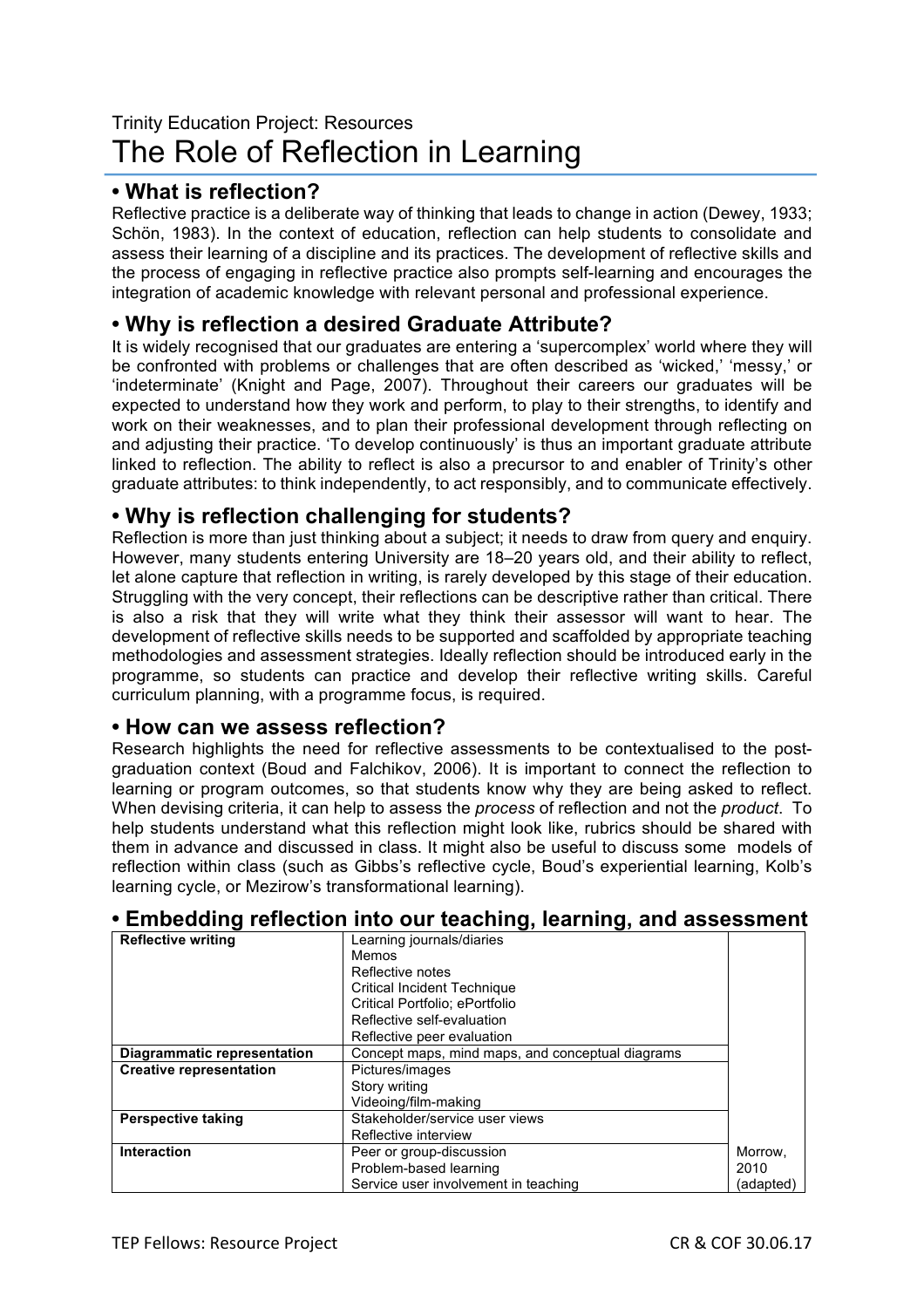Trinity Education Project: Resources

# The Role of Reflection in Learning

## • What is reflection?

Reflective practice is a deliberate way of thinking that leads to change in action (Dewey, 1933; Schön, 1983). In the context of education, reflection can help students to consolidate and assess their learning of a discipline and its practices. The development of reflective skills and the process of engaging in reflective practice also prompts self-learning and encourages the integration of academic knowledge with relevant personal and professional experience.

## • Why is reflection a desired Graduate Attribute?

It is widely recognised that our graduates are entering a 'supercomplex' world where they will be confronted with problems or challenges that are often described as 'wicked,' 'messy,' or 'indeterminate' (Knight and Page, 2007). Throughout their careers our graduates will be expected to understand how they work and perform, to play to their strengths, to identify and work on their weaknesses, and to plan their professional development through reflecting on and adjusting their practice. 'To develop continuously' is thus an important graduate attribute linked to reflection. The ability to reflect is also a precursor to and enabler of Trinity's other graduate attributes: to think independently, to act responsibly, and to communicate effectively.

## • Why is reflection challenging for students?

Reflection is more than just thinking about a subject; it needs to draw from query and enquiry. However, many students entering University are 18–20 years old, and their ability to reflect, let alone capture that reflection in writing, is rarely developed by this stage of their education. Struggling with the very concept, their reflections can be descriptive rather than critical. There is also a risk that they will write what they think their assessor will want to hear. The development of reflective skills needs to be supported and scaffolded by appropriate teaching methodologies and assessment strategies. Ideally reflection should be introduced early in the programme, so students can practice and develop their reflective writing skills. Careful curriculum planning, with a programme focus, is required.

## • How can we assess reflection?

Research highlights the need for reflective assessments to be contextualised to the post-graduation context (Boud and Falchikov, 2006). It is important to connect the reflection to learning or program outcomes, so that students know why they are being asked to reflect. When devising criteria, it can help to assess the *process* of reflection and not the *product*. To help students understand what this reflection might look like, rubrics should be shared with them in advance and discussed in class. It might also be useful to discuss some models of reflection within class (such as Gibbs's reflective cycle, Boud's experiential learning, Kolb's learning cycle, or Mezirow's transformational learning).

## • Embedding reflection into our teaching, learning, and assessment

| **Reflective writing** | Learning journals/diaries<br>Memos<br>Reflective notes<br>Critical Incident Technique<br>Critical Portfolio; ePortfolio<br>Reflective self-evaluation<br>Reflective peer evaluation | |
|---|---|---|
| **Diagrammatic representation** | Concept maps, mind maps, and conceptual diagrams | |
| **Creative representation** | Pictures/images<br>Story writing<br>Videoing/film-making | |
| **Perspective taking** | Stakeholder/service user views<br>Reflective interview | |
| **Interaction** | Peer or group-discussion<br>Problem-based learning<br>Service user involvement in teaching | Morrow, 2010 (adapted) |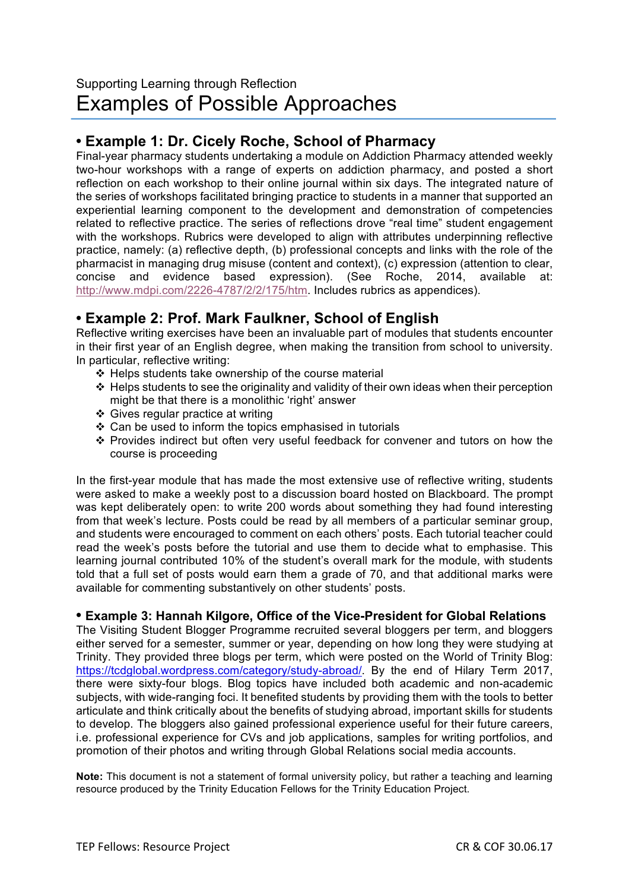Supporting Learning through Reflection

# Examples of Possible Approaches

## • Example 1: Dr. Cicely Roche, School of Pharmacy

Final-year pharmacy students undertaking a module on Addiction Pharmacy attended weekly two-hour workshops with a range of experts on addiction pharmacy, and posted a short reflection on each workshop to their online journal within six days. The integrated nature of the series of workshops facilitated bringing practice to students in a manner that supported an experiential learning component to the development and demonstration of competencies related to reflective practice. The series of reflections drove "real time" student engagement with the workshops. Rubrics were developed to align with attributes underpinning reflective practice, namely: (a) reflective depth, (b) professional concepts and links with the role of the pharmacist in managing drug misuse (content and context), (c) expression (attention to clear, concise and evidence based expression). (See Roche, 2014, available at: http://www.mdpi.com/2226-4787/2/2/175/htm. Includes rubrics as appendices).

## • Example 2: Prof. Mark Faulkner, School of English

Reflective writing exercises have been an invaluable part of modules that students encounter in their first year of an English degree, when making the transition from school to university. In particular, reflective writing:

- Helps students take ownership of the course material
- Helps students to see the originality and validity of their own ideas when their perception might be that there is a monolithic 'right' answer
- Gives regular practice at writing
- Can be used to inform the topics emphasised in tutorials
- Provides indirect but often very useful feedback for convener and tutors on how the course is proceeding

In the first-year module that has made the most extensive use of reflective writing, students were asked to make a weekly post to a discussion board hosted on Blackboard. The prompt was kept deliberately open: to write 200 words about something they had found interesting from that week's lecture. Posts could be read by all members of a particular seminar group, and students were encouraged to comment on each others' posts. Each tutorial teacher could read the week's posts before the tutorial and use them to decide what to emphasise. This learning journal contributed 10% of the student's overall mark for the module, with students told that a full set of posts would earn them a grade of 70, and that additional marks were available for commenting substantively on other students' posts.

## • Example 3: Hannah Kilgore, Office of the Vice-President for Global Relations

The Visiting Student Blogger Programme recruited several bloggers per term, and bloggers either served for a semester, summer or year, depending on how long they were studying at Trinity. They provided three blogs per term, which were posted on the World of Trinity Blog: https://tcdglobal.wordpress.com/category/study-abroad/. By the end of Hilary Term 2017, there were sixty-four blogs. Blog topics have included both academic and non-academic subjects, with wide-ranging foci. It benefited students by providing them with the tools to better articulate and think critically about the benefits of studying abroad, important skills for students to develop. The bloggers also gained professional experience useful for their future careers, i.e. professional experience for CVs and job applications, samples for writing portfolios, and promotion of their photos and writing through Global Relations social media accounts.

**Note:** This document is not a statement of formal university policy, but rather a teaching and learning resource produced by the Trinity Education Fellows for the Trinity Education Project.